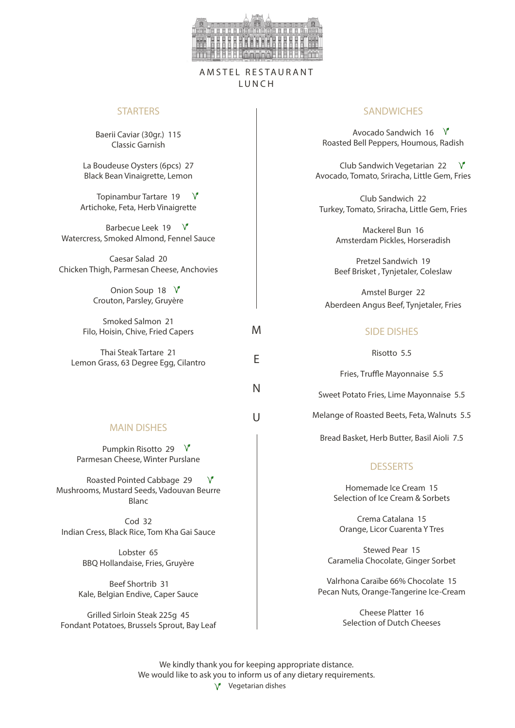# AMSTEL RESTAURANT

## LUNCH

### STARTERS

Baerii Caviar (30gr.) 115
Classic Garnish

La Boudeuse Oysters (6pcs) 27
Black Bean Vinaigrette, Lemon

Topinambur Tartare 19 V
Artichoke, Feta, Herb Vinaigrette

Barbecue Leek 19 V
Watercress, Smoked Almond, Fennel Sauce

Caesar Salad 20
Chicken Thigh, Parmesan Cheese, Anchovies

Onion Soup 18 V
Crouton, Parsley, Gruyère

Smoked Salmon 21
Filo, Hoisin, Chive, Fried Capers

Thai Steak Tartare 21
Lemon Grass, 63 Degree Egg, Cilantro

### MAIN DISHES

Pumpkin Risotto 29 V
Parmesan Cheese, Winter Purslane

Roasted Pointed Cabbage 29 V
Mushrooms, Mustard Seeds, Vadouvan Beurre Blanc

Cod 32
Indian Cress, Black Rice, Tom Kha Gai Sauce

Lobster 65
BBQ Hollandaise, Fries, Gruyère

Beef Shortrib 31
Kale, Belgian Endive, Caper Sauce

Grilled Sirloin Steak 225g 45
Fondant Potatoes, Brussels Sprout, Bay Leaf

MENU

### SANDWICHES

Avocado Sandwich 16 V
Roasted Bell Peppers, Houmous, Radish

Club Sandwich Vegetarian 22 V
Avocado, Tomato, Sriracha, Little Gem, Fries

Club Sandwich 22
Turkey, Tomato, Sriracha, Little Gem, Fries

Mackerel Bun 16
Amsterdam Pickles, Horseradish

Pretzel Sandwich 19
Beef Brisket , Tynjetaler, Coleslaw

Amstel Burger 22
Aberdeen Angus Beef, Tynjetaler, Fries

### SIDE DISHES

Risotto 5.5

Fries, Truffle Mayonnaise 5.5

Sweet Potato Fries, Lime Mayonnaise 5.5

Melange of Roasted Beets, Feta, Walnuts 5.5

Bread Basket, Herb Butter, Basil Aioli 7.5

### DESSERTS

Homemade Ice Cream 15
Selection of Ice Cream & Sorbets

Crema Catalana 15
Orange, Licor Cuarenta Y Tres

Stewed Pear 15
Caramelia Chocolate, Ginger Sorbet

Valrhona Caraïbe 66% Chocolate 15
Pecan Nuts, Orange-Tangerine Ice-Cream

Cheese Platter 16
Selection of Dutch Cheeses

We kindly thank you for keeping appropriate distance.
We would like to ask you to inform us of any dietary requirements.

V Vegetarian dishes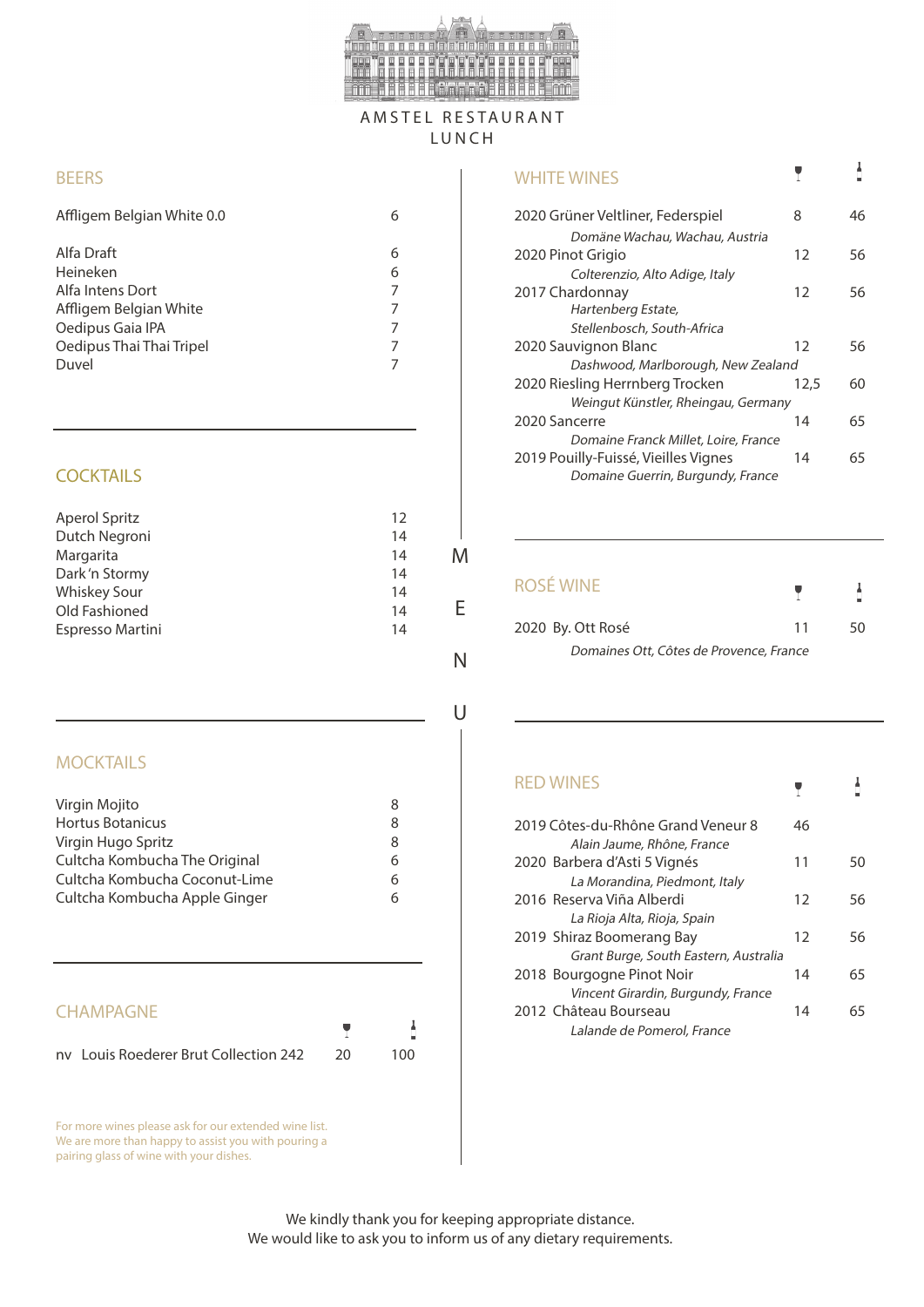AMSTEL RESTAURANT

LUNCH

## BEERS

| | |
|---|---|
| Affligem Belgian White 0.0 | 6 |
| Alfa Draft | 6 |
| Heineken | 6 |
| Alfa Intens Dort | 7 |
| Affligem Belgian White | 7 |
| Oedipus Gaia IPA | 7 |
| Oedipus Thai Thai Tripel | 7 |
| Duvel | 7 |

## COCKTAILS

| | |
|---|---|
| Aperol Spritz | 12 |
| Dutch Negroni | 14 |
| Margarita | 14 |
| Dark 'n Stormy | 14 |
| Whiskey Sour | 14 |
| Old Fashioned | 14 |
| Espresso Martini | 14 |

## MOCKTAILS

| | |
|---|---|
| Virgin Mojito | 8 |
| Hortus Botanicus | 8 |
| Virgin Hugo Spritz | 8 |
| Cultcha Kombucha The Original | 6 |
| Cultcha Kombucha Coconut-Lime | 6 |
| Cultcha Kombucha Apple Ginger | 6 |

## CHAMPAGNE

| | Glass | Bottle |
|---|---|---|
| nv Louis Roederer Brut Collection 242 | 20 | 100 |

For more wines please ask for our extended wine list.
We are more than happy to assist you with pouring a pairing glass of wine with your dishes.

MENU

## WHITE WINES

| | Glass | Bottle |
|---|---|---|
| 2020 Grüner Veltliner, Federspiel<br>*Domäne Wachau, Wachau, Austria* | 8 | 46 |
| 2020 Pinot Grigio<br>*Colterenzio, Alto Adige, Italy* | 12 | 56 |
| 2017 Chardonnay<br>*Hartenberg Estate, Stellenbosch, South-Africa* | 12 | 56 |
| 2020 Sauvignon Blanc<br>*Dashwood, Marlborough, New Zealand* | 12 | 56 |
| 2020 Riesling Herrnberg Trocken<br>*Weingut Künstler, Rheingau, Germany* | 12,5 | 60 |
| 2020 Sancerre<br>*Domaine Franck Millet, Loire, France* | 14 | 65 |
| 2019 Pouilly-Fuissé, Vieilles Vignes<br>*Domaine Guerrin, Burgundy, France* | 14 | 65 |

## ROSÉ WINE

| | Glass | Bottle |
|---|---|---|
| 2020 By. Ott Rosé<br>*Domaines Ott, Côtes de Provence, France* | 11 | 50 |

## RED WINES

| | Glass | Bottle |
|---|---|---|
| 2019 Côtes-du-Rhône Grand Veneur 8<br>*Alain Jaume, Rhône, France* | 46 | |
| 2020 Barbera d'Asti 5 Vignés<br>*La Morandina, Piedmont, Italy* | 11 | 50 |
| 2016 Reserva Viña Alberdi<br>*La Rioja Alta, Rioja, Spain* | 12 | 56 |
| 2019 Shiraz Boomerang Bay<br>*Grant Burge, South Eastern, Australia* | 12 | 56 |
| 2018 Bourgogne Pinot Noir<br>*Vincent Girardin, Burgundy, France* | 14 | 65 |
| 2012 Château Bourseau<br>*Lalande de Pomerol, France* | 14 | 65 |

We kindly thank you for keeping appropriate distance.
We would like to ask you to inform us of any dietary requirements.